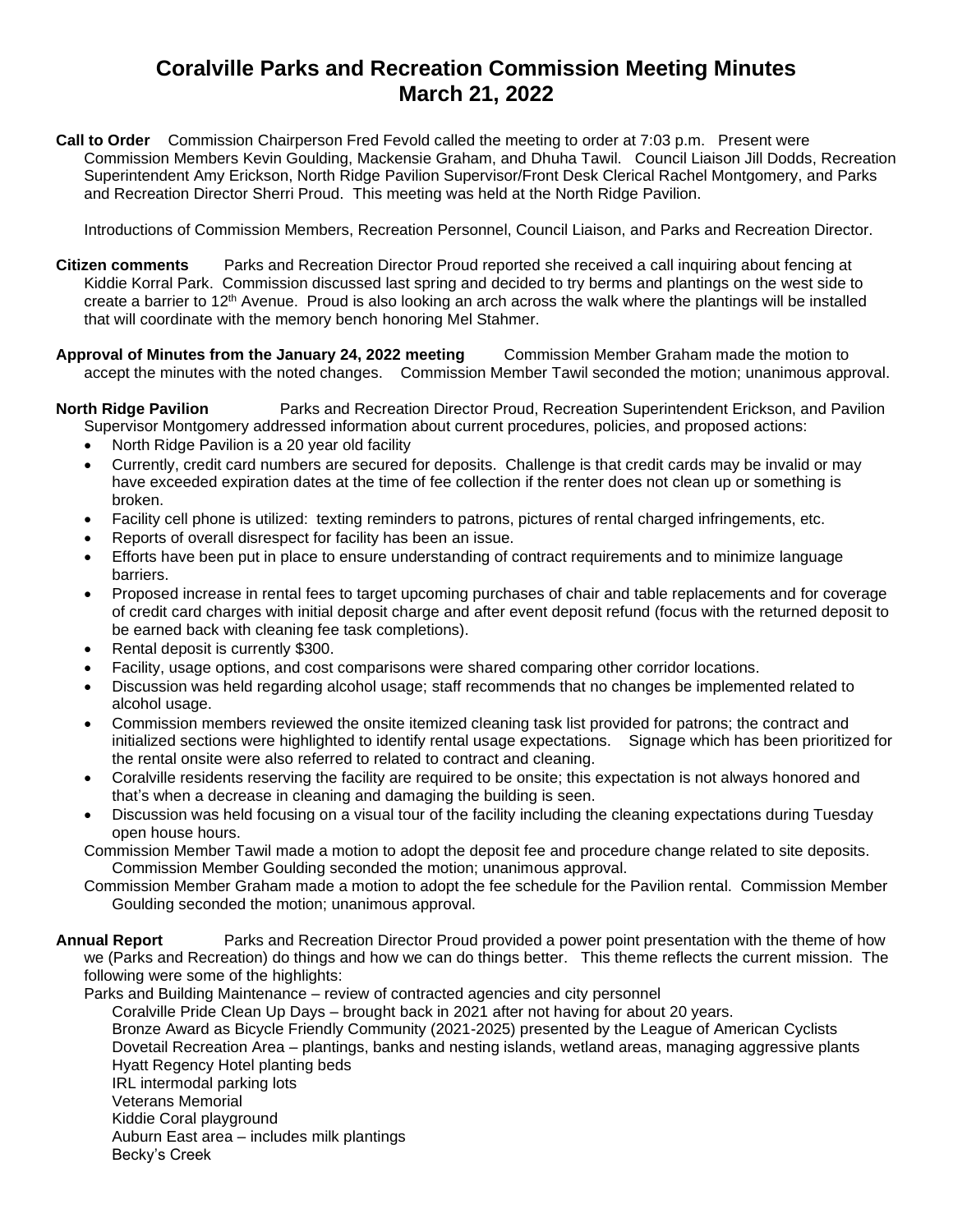# Coralville Parks and Recreation Commission Meeting Minutes
# March 21, 2022

**Call to Order** Commission Chairperson Fred Fevold called the meeting to order at 7:03 p.m. Present were Commission Members Kevin Goulding, Mackensie Graham, and Dhuha Tawil. Council Liaison Jill Dodds, Recreation Superintendent Amy Erickson, North Ridge Pavilion Supervisor/Front Desk Clerical Rachel Montgomery, and Parks and Recreation Director Sherri Proud. This meeting was held at the North Ridge Pavilion.

Introductions of Commission Members, Recreation Personnel, Council Liaison, and Parks and Recreation Director.

**Citizen comments** Parks and Recreation Director Proud reported she received a call inquiring about fencing at Kiddie Korral Park. Commission discussed last spring and decided to try berms and plantings on the west side to create a barrier to 12th Avenue. Proud is also looking an arch across the walk where the plantings will be installed that will coordinate with the memory bench honoring Mel Stahmer.

**Approval of Minutes from the January 24, 2022 meeting** Commission Member Graham made the motion to accept the minutes with the noted changes. Commission Member Tawil seconded the motion; unanimous approval.

**North Ridge Pavilion** Parks and Recreation Director Proud, Recreation Superintendent Erickson, and Pavilion Supervisor Montgomery addressed information about current procedures, policies, and proposed actions:

- North Ridge Pavilion is a 20 year old facility
- Currently, credit card numbers are secured for deposits. Challenge is that credit cards may be invalid or may have exceeded expiration dates at the time of fee collection if the renter does not clean up or something is broken.
- Facility cell phone is utilized: texting reminders to patrons, pictures of rental charged infringements, etc.
- Reports of overall disrespect for facility has been an issue.
- Efforts have been put in place to ensure understanding of contract requirements and to minimize language barriers.
- Proposed increase in rental fees to target upcoming purchases of chair and table replacements and for coverage of credit card charges with initial deposit charge and after event deposit refund (focus with the returned deposit to be earned back with cleaning fee task completions).
- Rental deposit is currently $300.
- Facility, usage options, and cost comparisons were shared comparing other corridor locations.
- Discussion was held regarding alcohol usage; staff recommends that no changes be implemented related to alcohol usage.
- Commission members reviewed the onsite itemized cleaning task list provided for patrons; the contract and initialized sections were highlighted to identify rental usage expectations. Signage which has been prioritized for the rental onsite were also referred to related to contract and cleaning.
- Coralville residents reserving the facility are required to be onsite; this expectation is not always honored and that's when a decrease in cleaning and damaging the building is seen.
- Discussion was held focusing on a visual tour of the facility including the cleaning expectations during Tuesday open house hours.

Commission Member Tawil made a motion to adopt the deposit fee and procedure change related to site deposits. Commission Member Goulding seconded the motion; unanimous approval.

Commission Member Graham made a motion to adopt the fee schedule for the Pavilion rental. Commission Member Goulding seconded the motion; unanimous approval.

**Annual Report** Parks and Recreation Director Proud provided a power point presentation with the theme of how we (Parks and Recreation) do things and how we can do things better. This theme reflects the current mission. The following were some of the highlights:

Parks and Building Maintenance – review of contracted agencies and city personnel

- Coralville Pride Clean Up Days – brought back in 2021 after not having for about 20 years.
- Bronze Award as Bicycle Friendly Community (2021-2025) presented by the League of American Cyclists
- Dovetail Recreation Area – plantings, banks and nesting islands, wetland areas, managing aggressive plants
- Hyatt Regency Hotel planting beds
- IRL intermodal parking lots
- Veterans Memorial
- Kiddie Coral playground
- Auburn East area – includes milk plantings
- Becky's Creek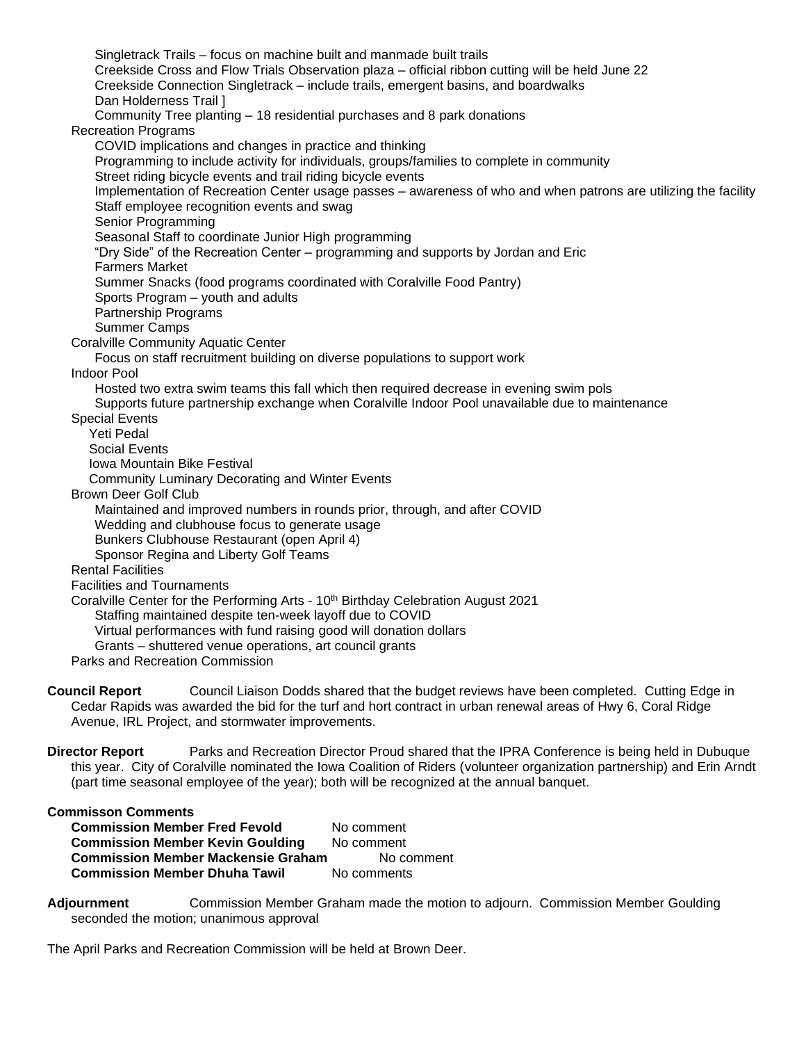- Singletrack Trails – focus on machine built and manmade built trails
- Creekside Cross and Flow Trials Observation plaza – official ribbon cutting will be held June 22
- Creekside Connection Singletrack – include trails, emergent basins, and boardwalks
- Dan Holderness Trail ]
- Community Tree planting – 18 residential purchases and 8 park donations

Recreation Programs
- COVID implications and changes in practice and thinking
- Programming to include activity for individuals, groups/families to complete in community
- Street riding bicycle events and trail riding bicycle events
- Implementation of Recreation Center usage passes – awareness of who and when patrons are utilizing the facility
- Staff employee recognition events and swag
- Senior Programming
- Seasonal Staff to coordinate Junior High programming
- "Dry Side" of the Recreation Center – programming and supports by Jordan and Eric
- Farmers Market
- Summer Snacks (food programs coordinated with Coralville Food Pantry)
- Sports Program – youth and adults
- Partnership Programs
- Summer Camps

Coralville Community Aquatic Center
- Focus on staff recruitment building on diverse populations to support work

Indoor Pool
- Hosted two extra swim teams this fall which then required decrease in evening swim pols
- Supports future partnership exchange when Coralville Indoor Pool unavailable due to maintenance

Special Events
- Yeti Pedal
- Social Events
- Iowa Mountain Bike Festival
- Community Luminary Decorating and Winter Events

Brown Deer Golf Club
- Maintained and improved numbers in rounds prior, through, and after COVID
- Wedding and clubhouse focus to generate usage
- Bunkers Clubhouse Restaurant (open April 4)
- Sponsor Regina and Liberty Golf Teams

Rental Facilities

Facilities and Tournaments

Coralville Center for the Performing Arts - 10th Birthday Celebration August 2021
- Staffing maintained despite ten-week layoff due to COVID
- Virtual performances with fund raising good will donation dollars
- Grants – shuttered venue operations, art council grants

Parks and Recreation Commission

**Council Report** Council Liaison Dodds shared that the budget reviews have been completed. Cutting Edge in Cedar Rapids was awarded the bid for the turf and hort contract in urban renewal areas of Hwy 6, Coral Ridge Avenue, IRL Project, and stormwater improvements.

**Director Report** Parks and Recreation Director Proud shared that the IPRA Conference is being held in Dubuque this year. City of Coralville nominated the Iowa Coalition of Riders (volunteer organization partnership) and Erin Arndt (part time seasonal employee of the year); both will be recognized at the annual banquet.

**Commisson Comments**

**Commission Member Fred Fevold** No comment
**Commission Member Kevin Goulding** No comment
**Commission Member Mackensie Graham** No comment
**Commission Member Dhuha Tawil** No comments

**Adjournment** Commission Member Graham made the motion to adjourn. Commission Member Goulding seconded the motion; unanimous approval

The April Parks and Recreation Commission will be held at Brown Deer.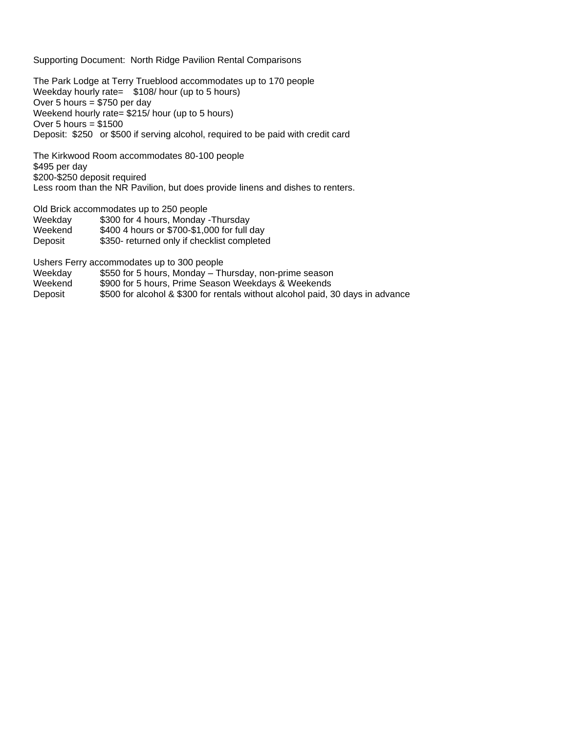Supporting Document: North Ridge Pavilion Rental Comparisons

The Park Lodge at Terry Trueblood accommodates up to 170 people
Weekday hourly rate= $108/ hour (up to 5 hours)
Over 5 hours = $750 per day
Weekend hourly rate= $215/ hour (up to 5 hours)
Over 5 hours = $1500
Deposit: $250 or $500 if serving alcohol, required to be paid with credit card

The Kirkwood Room accommodates 80-100 people
$495 per day
$200-$250 deposit required
Less room than the NR Pavilion, but does provide linens and dishes to renters.

Old Brick accommodates up to 250 people

| | |
|---|---|
| Weekday | $300 for 4 hours, Monday -Thursday |
| Weekend | $400 4 hours or $700-$1,000 for full day |
| Deposit | $350- returned only if checklist completed |

Ushers Ferry accommodates up to 300 people

| | |
|---|---|
| Weekday | $550 for 5 hours, Monday – Thursday, non-prime season |
| Weekend | $900 for 5 hours, Prime Season Weekdays & Weekends |
| Deposit | $500 for alcohol & $300 for rentals without alcohol paid, 30 days in advance |